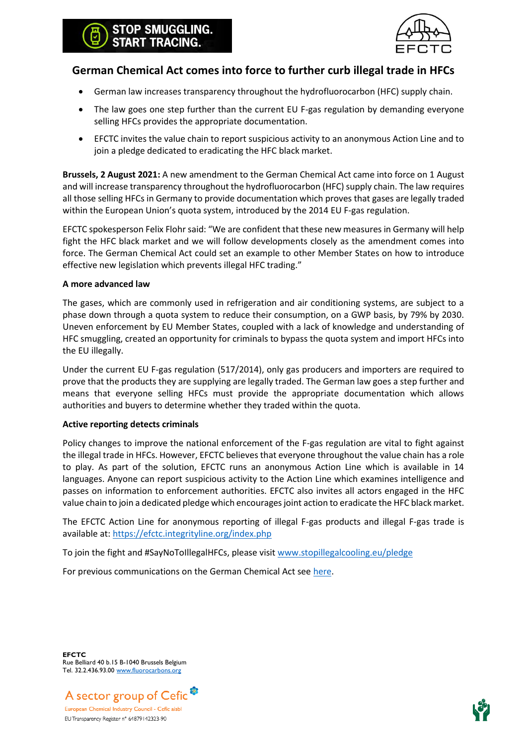STOP SMUGGLING.
START TRACING.

EFCTC

# German Chemical Act comes into force to further curb illegal trade in HFCs

- German law increases transparency throughout the hydrofluorocarbon (HFC) supply chain.
- The law goes one step further than the current EU F-gas regulation by demanding everyone selling HFCs provides the appropriate documentation.
- EFCTC invites the value chain to report suspicious activity to an anonymous Action Line and to join a pledge dedicated to eradicating the HFC black market.

**Brussels, 2 August 2021:** A new amendment to the German Chemical Act came into force on 1 August and will increase transparency throughout the hydrofluorocarbon (HFC) supply chain. The law requires all those selling HFCs in Germany to provide documentation which proves that gases are legally traded within the European Union's quota system, introduced by the 2014 EU F-gas regulation.

EFCTC spokesperson Felix Flohr said: "We are confident that these new measures in Germany will help fight the HFC black market and we will follow developments closely as the amendment comes into force. The German Chemical Act could set an example to other Member States on how to introduce effective new legislation which prevents illegal HFC trading."

**A more advanced law**

The gases, which are commonly used in refrigeration and air conditioning systems, are subject to a phase down through a quota system to reduce their consumption, on a GWP basis, by 79% by 2030. Uneven enforcement by EU Member States, coupled with a lack of knowledge and understanding of HFC smuggling, created an opportunity for criminals to bypass the quota system and import HFCs into the EU illegally.

Under the current EU F-gas regulation (517/2014), only gas producers and importers are required to prove that the products they are supplying are legally traded. The German law goes a step further and means that everyone selling HFCs must provide the appropriate documentation which allows authorities and buyers to determine whether they traded within the quota.

**Active reporting detects criminals**

Policy changes to improve the national enforcement of the F-gas regulation are vital to fight against the illegal trade in HFCs. However, EFCTC believes that everyone throughout the value chain has a role to play. As part of the solution, EFCTC runs an anonymous Action Line which is available in 14 languages. Anyone can report suspicious activity to the Action Line which examines intelligence and passes on information to enforcement authorities. EFCTC also invites all actors engaged in the HFC value chain to join a dedicated pledge which encourages joint action to eradicate the HFC black market.

The EFCTC Action Line for anonymous reporting of illegal F-gas products and illegal F-gas trade is available at: [https://efctc.integrityline.org/index.php](https://efctc.integrityline.org/index.php)

To join the fight and #SayNoToIllegalHFCs, please visit [www.stopillegalcooling.eu/pledge](www.stopillegalcooling.eu/pledge)

For previous communications on the German Chemical Act see [here](here).

**EFCTC**
Rue Belliard 40 b.15 B-1040 Brussels Belgium
Tel. 32.2.436.93.00 [www.fluorocarbons.org](www.fluorocarbons.org)

A sector group of Cefic
European Chemical Industry Council - Cefic aisbl
EU Transparency Register n° 64879142323-90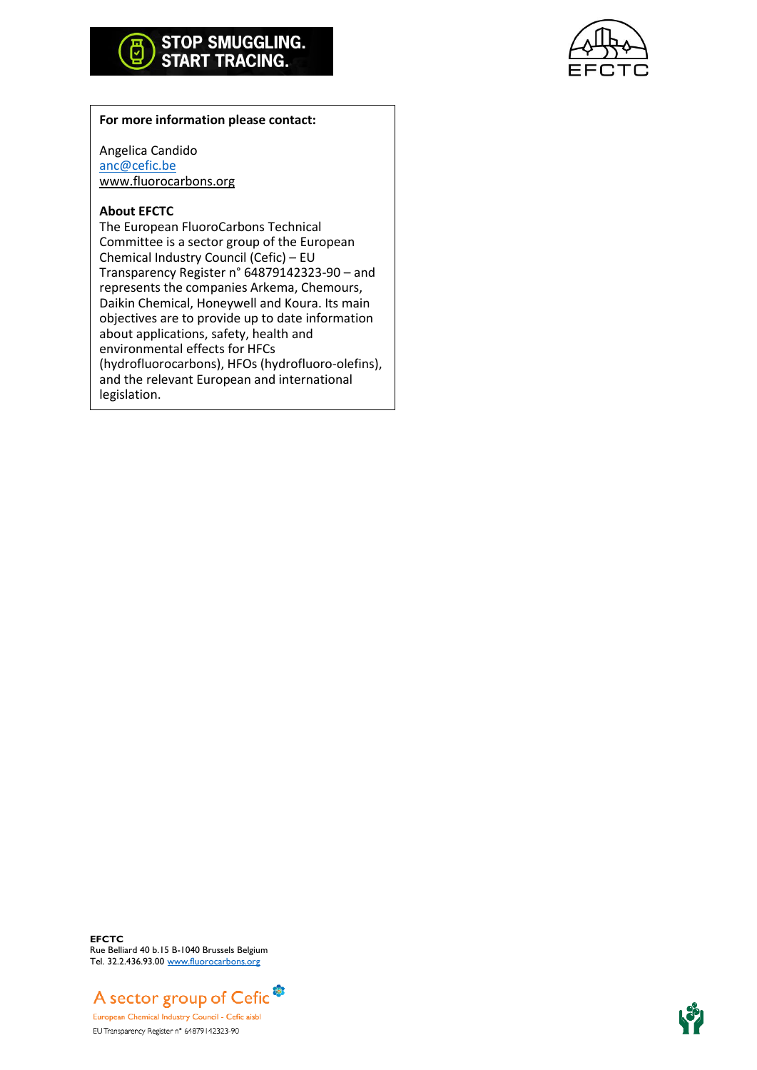**STOP SMUGGLING. START TRACING.**

**For more information please contact:**

Angelica Candido
anc@cefic.be
www.fluorocarbons.org

**About EFCTC**

The European FluoroCarbons Technical Committee is a sector group of the European Chemical Industry Council (Cefic) – EU Transparency Register n° 64879142323-90 – and represents the companies Arkema, Chemours, Daikin Chemical, Honeywell and Koura. Its main objectives are to provide up to date information about applications, safety, health and environmental effects for HFCs (hydrofluorocarbons), HFOs (hydrofluoro-olefins), and the relevant European and international legislation.

**EFCTC**
Rue Belliard 40 b.15 B-1040 Brussels Belgium
Tel. 32.2.436.93.00 www.fluorocarbons.org

A sector group of Cefic
European Chemical Industry Council - Cefic aisbl
EU Transparency Register n° 64879142323-90